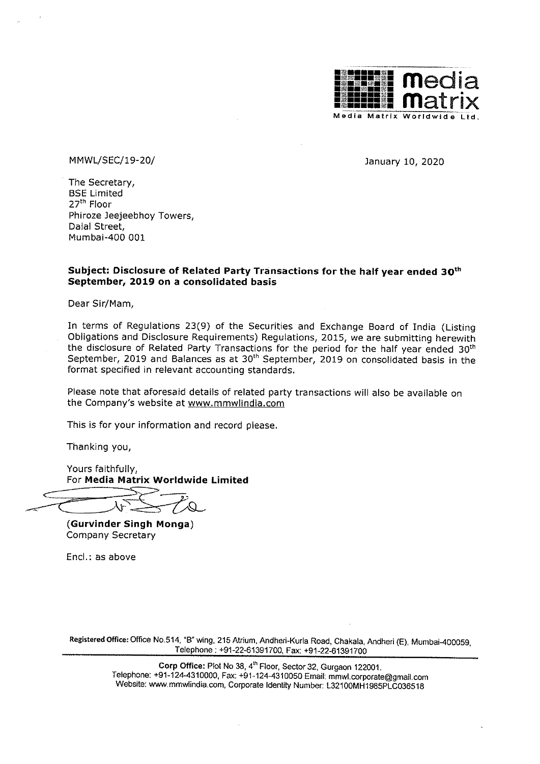media matrix
Media Matrix Worldwide Ltd.

MMWL/SEC/19-20/

January 10, 2020

The Secretary,
BSE Limited
27th Floor
Phiroze Jeejeebhoy Towers,
Dalal Street,
Mumbai-400 001

**Subject: Disclosure of Related Party Transactions for the half year ended 30th September, 2019 on a consolidated basis**

Dear Sir/Mam,

In terms of Regulations 23(9) of the Securities and Exchange Board of India (Listing Obligations and Disclosure Requirements) Regulations, 2015, we are submitting herewith the disclosure of Related Party Transactions for the period for the half year ended 30th September, 2019 and Balances as at 30th September, 2019 on consolidated basis in the format specified in relevant accounting standards.

Please note that aforesaid details of related party transactions will also be available on the Company's website at www.mmwlindia.com

This is for your information and record please.

Thanking you,

Yours faithfully,
For **Media Matrix Worldwide Limited**

**(Gurvinder Singh Monga)**
Company Secretary

Encl.: as above

Registered Office: Office No.514, "B" wing, 215 Atrium, Andheri-Kurla Road, Chakala, Andheri (E), Mumbai-400059, Telephone : +91-22-61391700, Fax: +91-22-61391700

Corp Office: Plot No 38, 4th Floor, Sector 32, Gurgaon 122001.
Telephone: +91-124-4310000, Fax: +91-124-4310050 Email: mmwl.corporate@gmail.com
Website: www.mmwlindia.com, Corporate Identity Number: L32100MH1985PLC036518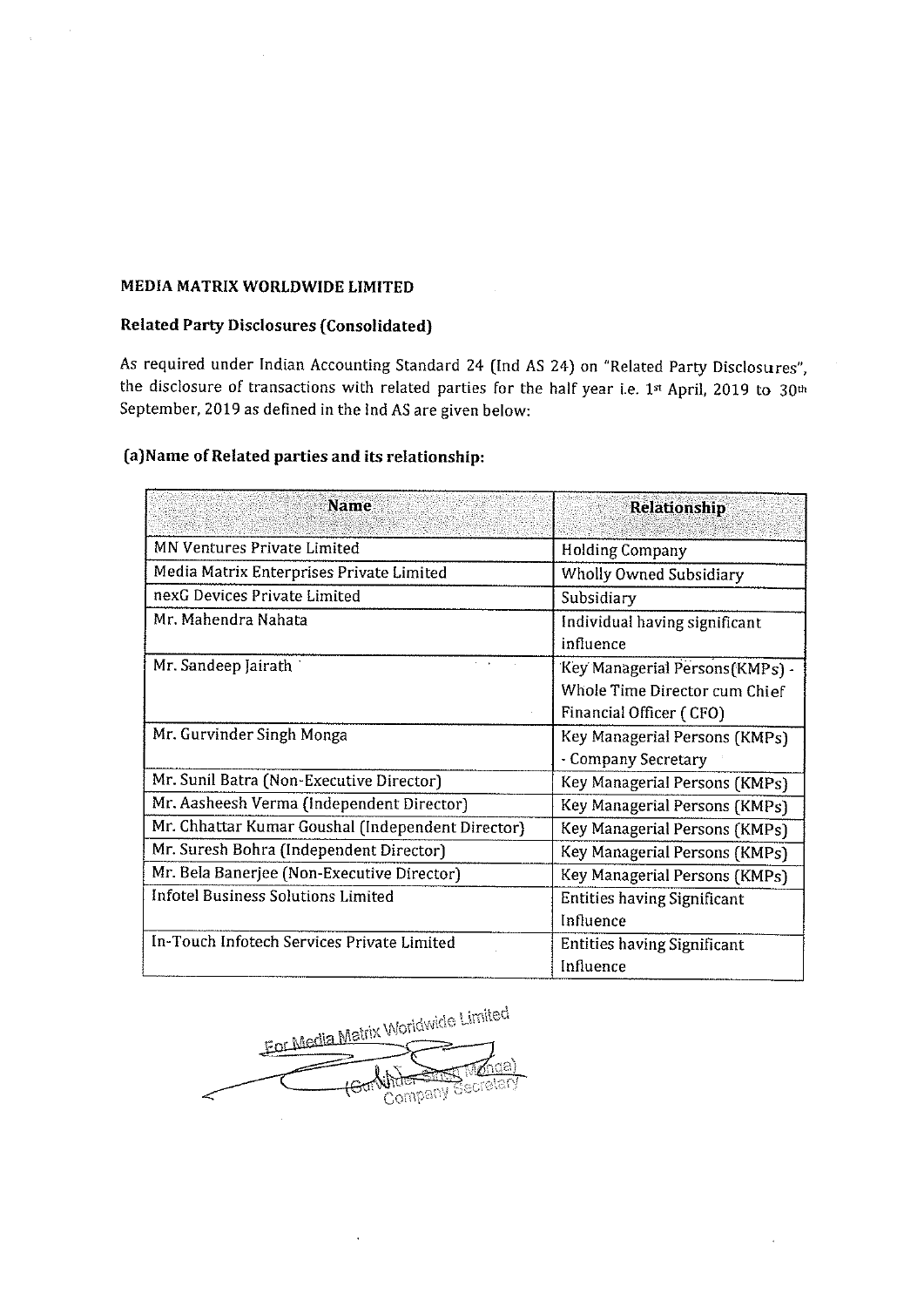**MEDIA MATRIX WORLDWIDE LIMITED**

**Related Party Disclosures (Consolidated)**

As required under Indian Accounting Standard 24 (Ind AS 24) on "Related Party Disclosures", the disclosure of transactions with related parties for the half year i.e. 1st April, 2019 to 30th September, 2019 as defined in the Ind AS are given below:

**(a)Name of Related parties and its relationship:**

| Name | Relationship |
|---|---|
| MN Ventures Private Limited | Holding Company |
| Media Matrix Enterprises Private Limited | Wholly Owned Subsidiary |
| nexG Devices Private Limited | Subsidiary |
| Mr. Mahendra Nahata | Individual having significant influence |
| Mr. Sandeep Jairath | Key Managerial Persons(KMPs) - Whole Time Director cum Chief Financial Officer ( CFO) |
| Mr. Gurvinder Singh Monga | Key Managerial Persons (KMPs) - Company Secretary |
| Mr. Sunil Batra (Non-Executive Director) | Key Managerial Persons (KMPs) |
| Mr. Aasheesh Verma (Independent Director) | Key Managerial Persons (KMPs) |
| Mr. Chhattar Kumar Goushal (Independent Director) | Key Managerial Persons (KMPs) |
| Mr. Suresh Bohra (Independent Director) | Key Managerial Persons (KMPs) |
| Mr. Bela Banerjee (Non-Executive Director) | Key Managerial Persons (KMPs) |
| Infotel Business Solutions Limited | Entities having Significant Influence |
| In-Touch Infotech Services Private Limited | Entities having Significant Influence |

For Media Matrix Worldwide Limited

(Gurvinder Singh Monga)
Company Secretary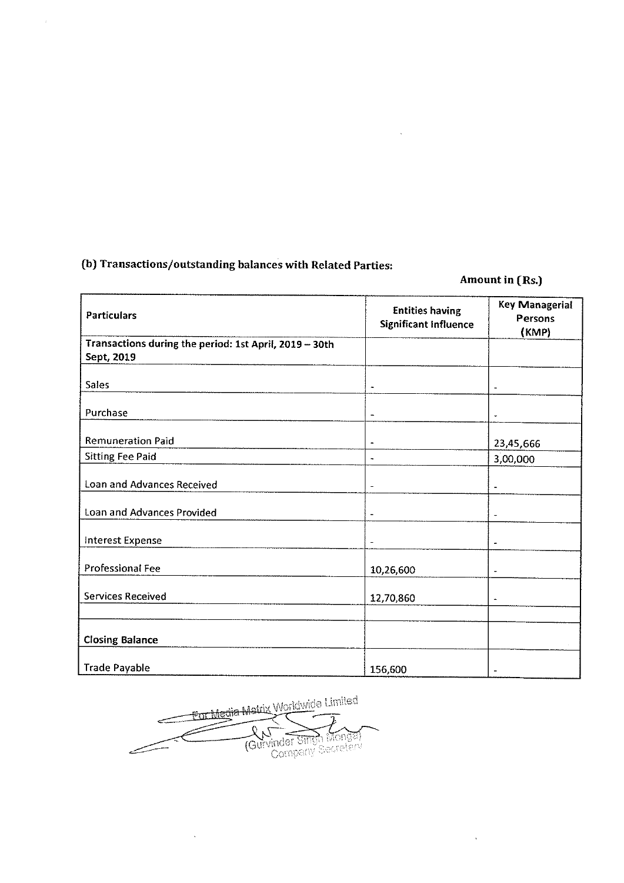### (b) Transactions/outstanding balances with Related Parties:

**Amount in (Rs.)**

| Particulars | Entities having Significant Influence | Key Managerial Persons (KMP) |
|---|---|---|
| Transactions during the period: 1st April, 2019 – 30th Sept, 2019 | | |
| Sales | - | - |
| Purchase | - | - |
| Remuneration Paid | - | 23,45,666 |
| Sitting Fee Paid | - | 3,00,000 |
| Loan and Advances Received | - | - |
| Loan and Advances Provided | - | - |
| Interest Expense | - | - |
| Professional Fee | 10,26,600 | - |
| Services Received | 12,70,860 | - |
| | | |
| **Closing Balance** | | |
| Trade Payable | 156,600 | - |

For Media Matrix Worldwide Limited

(Gurvinder Singh Monga)
Company Secretary